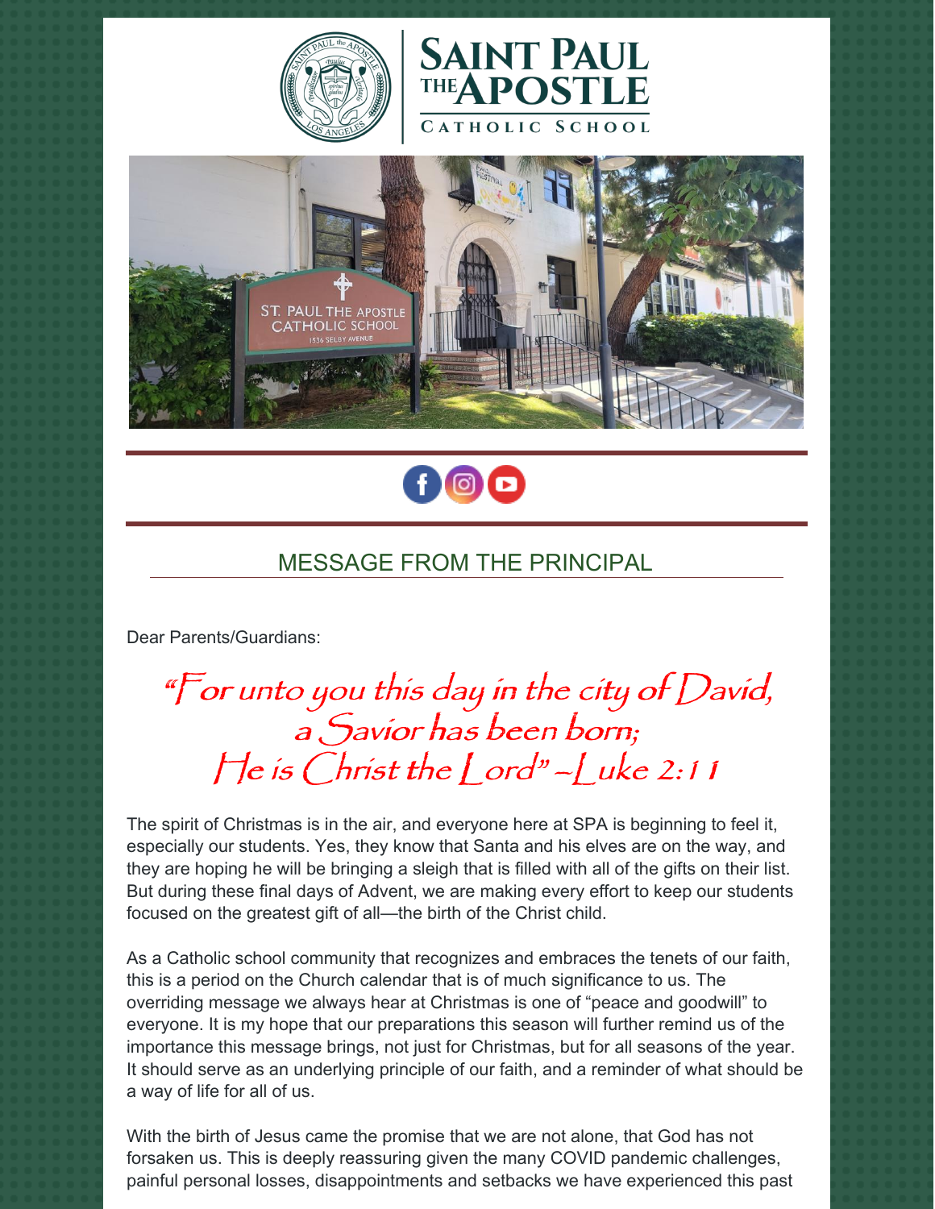# SAINT PAUL THE APOSTLE CATHOLIC SCHOOL

## MESSAGE FROM THE PRINCIPAL

Dear Parents/Guardians:

*"For unto you this day in the city of David,*
*a Savior has been born;*
*He is Christ the Lord" –Luke 2:11*

The spirit of Christmas is in the air, and everyone here at SPA is beginning to feel it, especially our students. Yes, they know that Santa and his elves are on the way, and they are hoping he will be bringing a sleigh that is filled with all of the gifts on their list. But during these final days of Advent, we are making every effort to keep our students focused on the greatest gift of all—the birth of the Christ child.

As a Catholic school community that recognizes and embraces the tenets of our faith, this is a period on the Church calendar that is of much significance to us. The overriding message we always hear at Christmas is one of "peace and goodwill" to everyone. It is my hope that our preparations this season will further remind us of the importance this message brings, not just for Christmas, but for all seasons of the year. It should serve as an underlying principle of our faith, and a reminder of what should be a way of life for all of us.

With the birth of Jesus came the promise that we are not alone, that God has not forsaken us. This is deeply reassuring given the many COVID pandemic challenges, painful personal losses, disappointments and setbacks we have experienced this past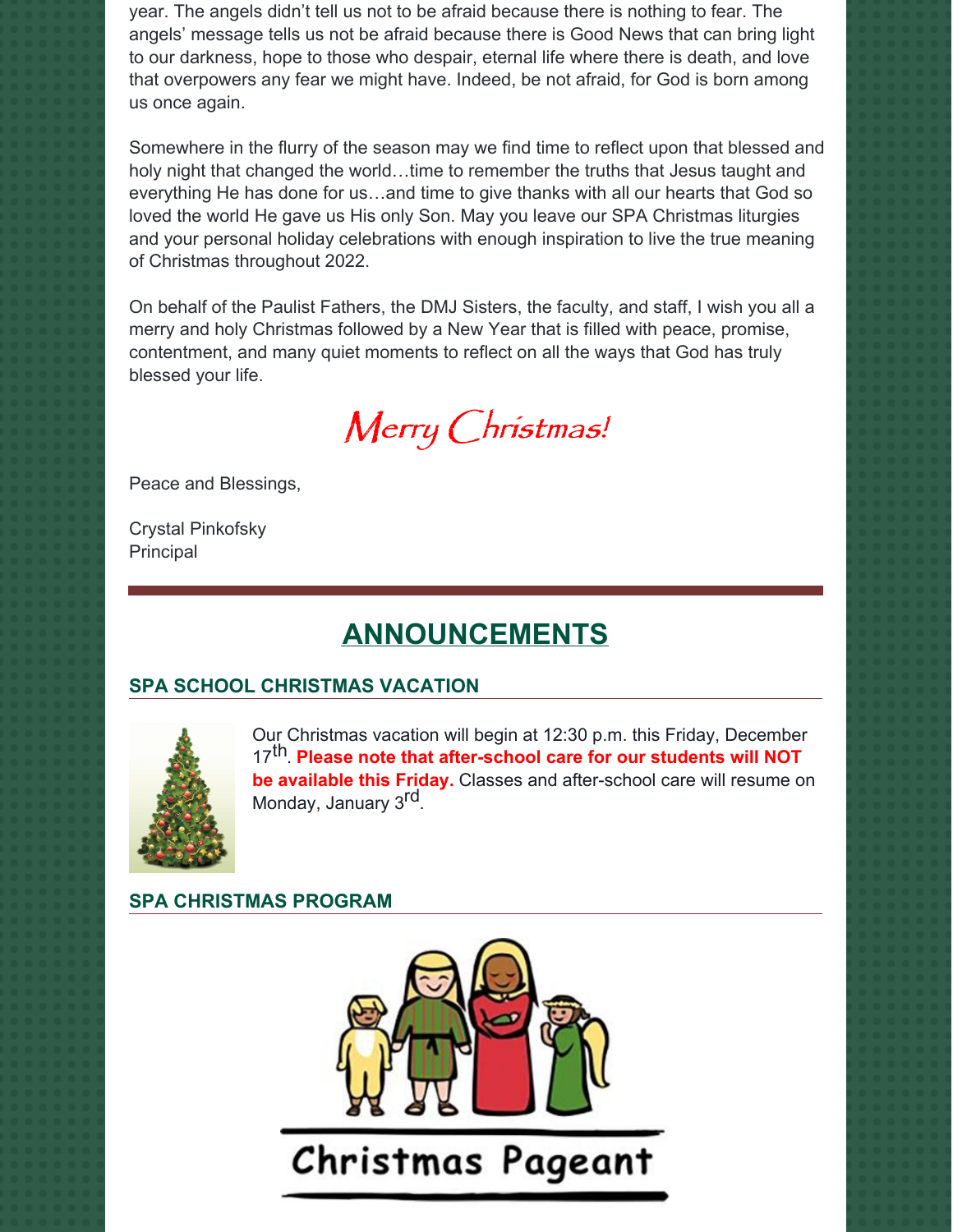year. The angels didn't tell us not to be afraid because there is nothing to fear. The angels' message tells us not be afraid because there is Good News that can bring light to our darkness, hope to those who despair, eternal life where there is death, and love that overpowers any fear we might have. Indeed, be not afraid, for God is born among us once again.

Somewhere in the flurry of the season may we find time to reflect upon that blessed and holy night that changed the world…time to remember the truths that Jesus taught and everything He has done for us…and time to give thanks with all our hearts that God so loved the world He gave us His only Son. May you leave our SPA Christmas liturgies and your personal holiday celebrations with enough inspiration to live the true meaning of Christmas throughout 2022.

On behalf of the Paulist Fathers, the DMJ Sisters, the faculty, and staff, I wish you all a merry and holy Christmas followed by a New Year that is filled with peace, promise, contentment, and many quiet moments to reflect on all the ways that God has truly blessed your life.

*Merry Christmas!*

Peace and Blessings,

Crystal Pinkofsky
Principal

## ANNOUNCEMENTS

### SPA SCHOOL CHRISTMAS VACATION

Our Christmas vacation will begin at 12:30 p.m. this Friday, December 17th. **Please note that after-school care for our students will NOT be available this Friday.** Classes and after-school care will resume on Monday, January 3rd.

### SPA CHRISTMAS PROGRAM

Christmas Pageant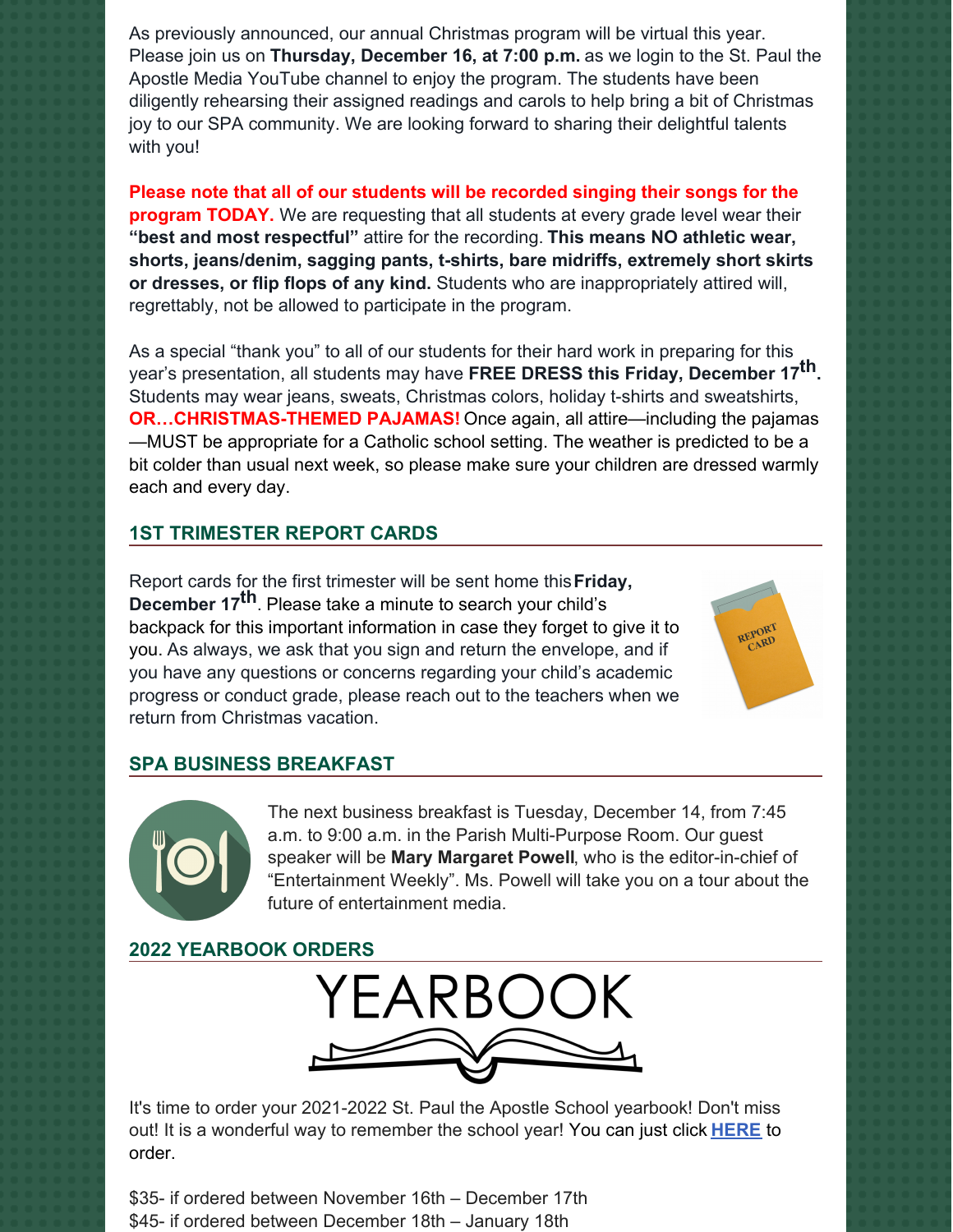As previously announced, our annual Christmas program will be virtual this year. Please join us on **Thursday, December 16, at 7:00 p.m.** as we login to the St. Paul the Apostle Media YouTube channel to enjoy the program. The students have been diligently rehearsing their assigned readings and carols to help bring a bit of Christmas joy to our SPA community. We are looking forward to sharing their delightful talents with you!

**Please note that all of our students will be recorded singing their songs for the program TODAY.** We are requesting that all students at every grade level wear their **"best and most respectful"** attire for the recording. **This means NO athletic wear, shorts, jeans/denim, sagging pants, t-shirts, bare midriffs, extremely short skirts or dresses, or flip flops of any kind.** Students who are inappropriately attired will, regrettably, not be allowed to participate in the program.

As a special "thank you" to all of our students for their hard work in preparing for this year's presentation, all students may have **FREE DRESS this Friday, December 17th.** Students may wear jeans, sweats, Christmas colors, holiday t-shirts and sweatshirts, **OR…CHRISTMAS-THEMED PAJAMAS!** Once again, all attire—including the pajamas—MUST be appropriate for a Catholic school setting. The weather is predicted to be a bit colder than usual next week, so please make sure your children are dressed warmly each and every day.

## 1ST TRIMESTER REPORT CARDS

Report cards for the first trimester will be sent home this **Friday, December 17th**. Please take a minute to search your child's backpack for this important information in case they forget to give it to you. As always, we ask that you sign and return the envelope, and if you have any questions or concerns regarding your child's academic progress or conduct grade, please reach out to the teachers when we return from Christmas vacation.

## SPA BUSINESS BREAKFAST

The next business breakfast is Tuesday, December 14, from 7:45 a.m. to 9:00 a.m. in the Parish Multi-Purpose Room. Our guest speaker will be **Mary Margaret Powell**, who is the editor-in-chief of "Entertainment Weekly". Ms. Powell will take you on a tour about the future of entertainment media.

## 2022 YEARBOOK ORDERS

It's time to order your 2021-2022 St. Paul the Apostle School yearbook! Don't miss out! It is a wonderful way to remember the school year! You can just click [HERE] to order.

$35- if ordered between November 16th – December 17th
$45- if ordered between December 18th – January 18th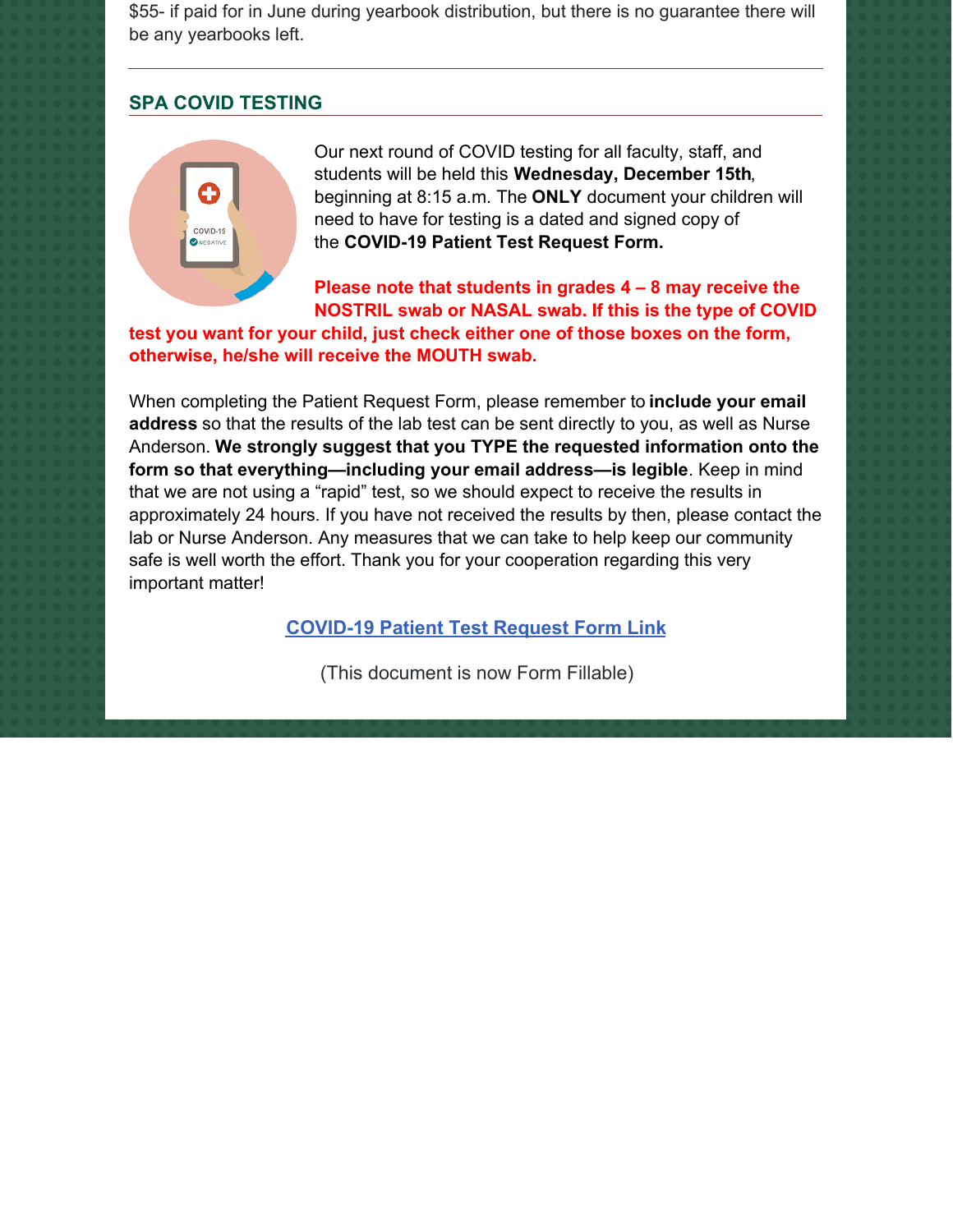$55- if paid for in June during yearbook distribution, but there is no guarantee there will be any yearbooks left.

---

## SPA COVID TESTING

Our next round of COVID testing for all faculty, staff, and students will be held this **Wednesday, December 15th**, beginning at 8:15 a.m. The **ONLY** document your children will need to have for testing is a dated and signed copy of the **COVID-19 Patient Test Request Form.**

**Please note that students in grades 4 – 8 may receive the NOSTRIL swab or NASAL swab. If this is the type of COVID test you want for your child, just check either one of those boxes on the form, otherwise, he/she will receive the MOUTH swab.**

When completing the Patient Request Form, please remember to **include your email address** so that the results of the lab test can be sent directly to you, as well as Nurse Anderson. **We strongly suggest that you TYPE the requested information onto the form so that everything—including your email address—is legible**. Keep in mind that we are not using a “rapid” test, so we should expect to receive the results in approximately 24 hours. If you have not received the results by then, please contact the lab or Nurse Anderson. Any measures that we can take to help keep our community safe is well worth the effort. Thank you for your cooperation regarding this very important matter!

**COVID-19 Patient Test Request Form Link**

(This document is now Form Fillable)